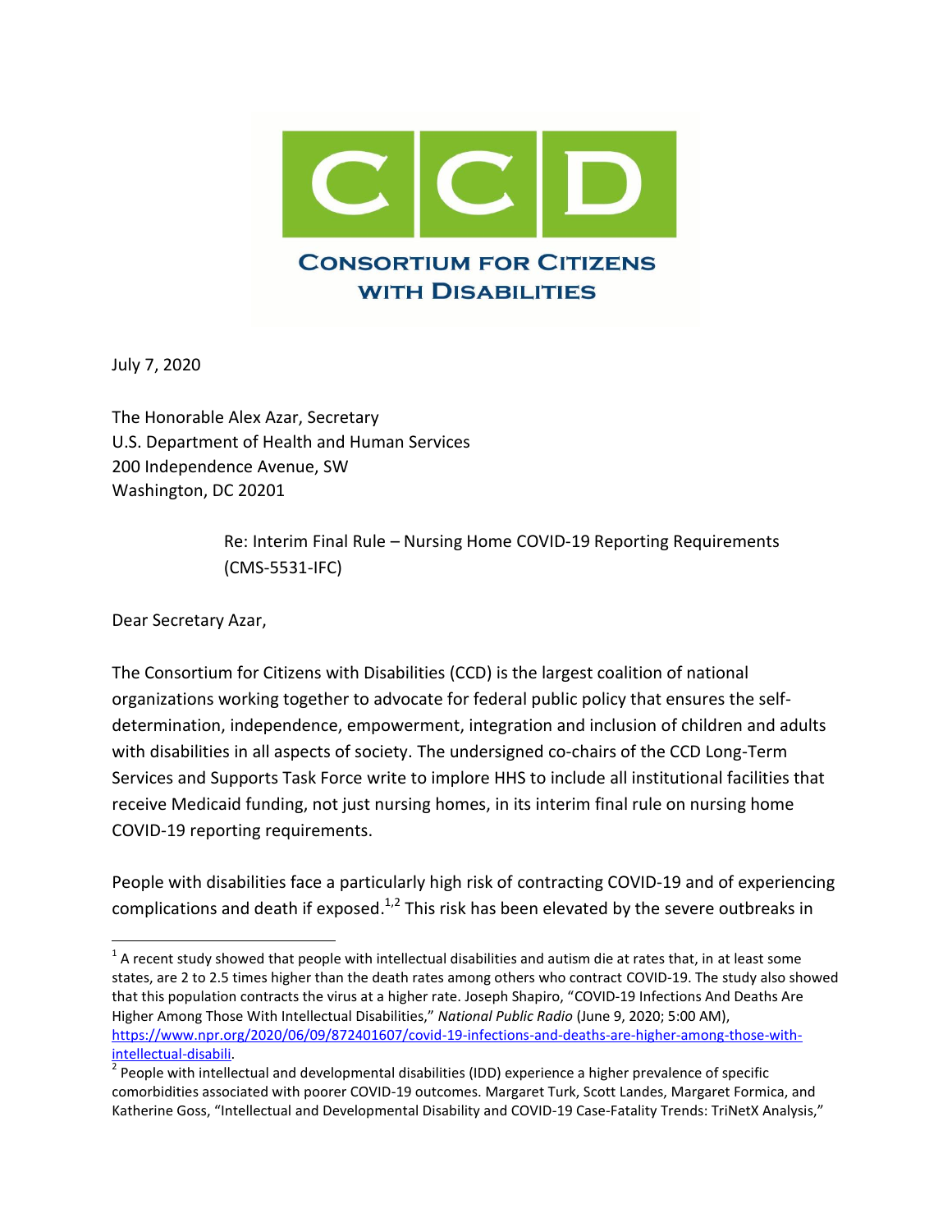# CCD

**Consortium for Citizens with Disabilities**

July 7, 2020

The Honorable Alex Azar, Secretary
U.S. Department of Health and Human Services
200 Independence Avenue, SW
Washington, DC 20201

Re: Interim Final Rule – Nursing Home COVID-19 Reporting Requirements (CMS-5531-IFC)

Dear Secretary Azar,

The Consortium for Citizens with Disabilities (CCD) is the largest coalition of national organizations working together to advocate for federal public policy that ensures the self-determination, independence, empowerment, integration and inclusion of children and adults with disabilities in all aspects of society. The undersigned co-chairs of the CCD Long-Term Services and Supports Task Force write to implore HHS to include all institutional facilities that receive Medicaid funding, not just nursing homes, in its interim final rule on nursing home COVID-19 reporting requirements.

People with disabilities face a particularly high risk of contracting COVID-19 and of experiencing complications and death if exposed.[1,2] This risk has been elevated by the severe outbreaks in

---

[1] A recent study showed that people with intellectual disabilities and autism die at rates that, in at least some states, are 2 to 2.5 times higher than the death rates among others who contract COVID-19. The study also showed that this population contracts the virus at a higher rate. Joseph Shapiro, "COVID-19 Infections And Deaths Are Higher Among Those With Intellectual Disabilities," *National Public Radio* (June 9, 2020; 5:00 AM), https://www.npr.org/2020/06/09/872401607/covid-19-infections-and-deaths-are-higher-among-those-with-intellectual-disabili.

[2] People with intellectual and developmental disabilities (IDD) experience a higher prevalence of specific comorbidities associated with poorer COVID-19 outcomes. Margaret Turk, Scott Landes, Margaret Formica, and Katherine Goss, "Intellectual and Developmental Disability and COVID-19 Case-Fatality Trends: TriNetX Analysis,"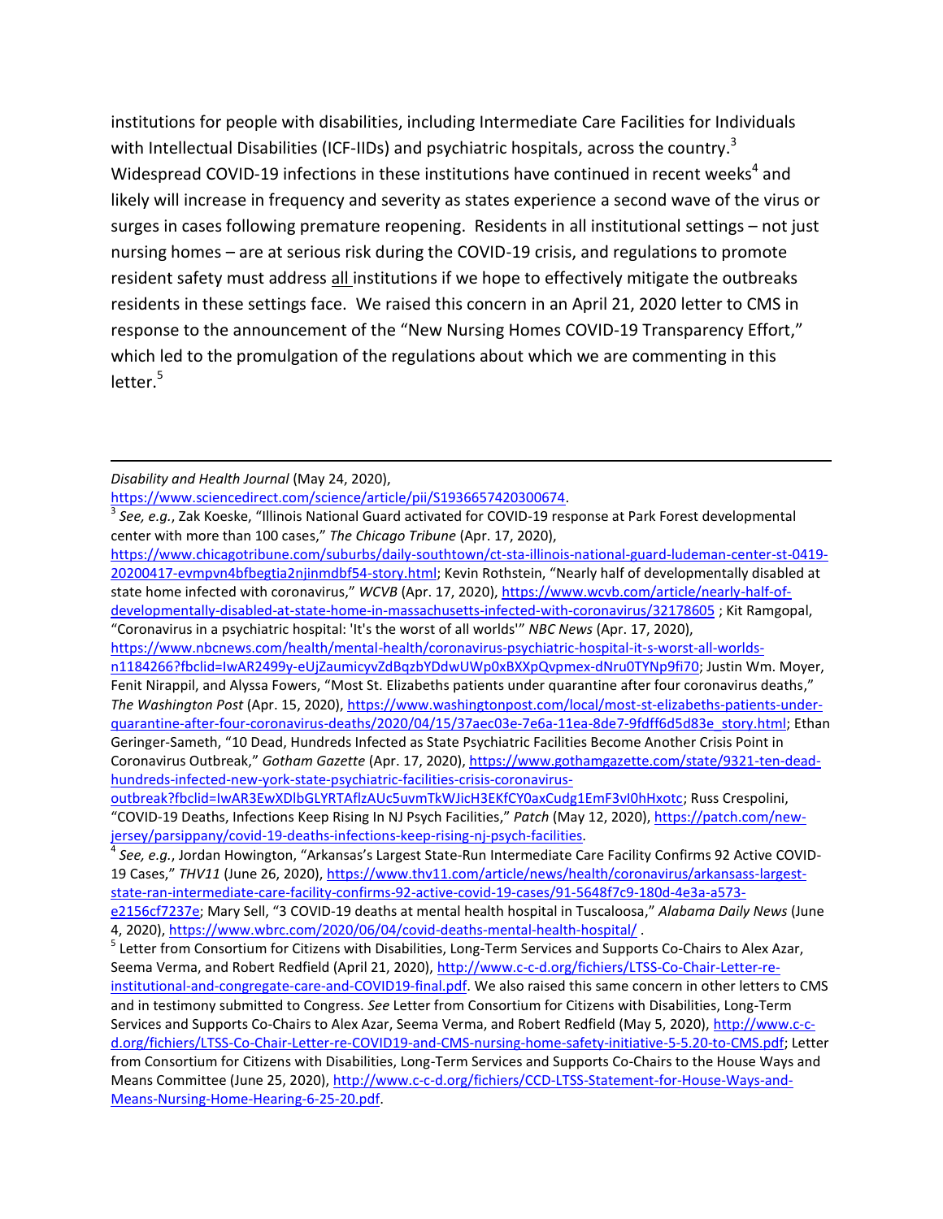institutions for people with disabilities, including Intermediate Care Facilities for Individuals with Intellectual Disabilities (ICF-IIDs) and psychiatric hospitals, across the country.[3] Widespread COVID-19 infections in these institutions have continued in recent weeks[4] and likely will increase in frequency and severity as states experience a second wave of the virus or surges in cases following premature reopening. Residents in all institutional settings – not just nursing homes – are at serious risk during the COVID-19 crisis, and regulations to promote resident safety must address all institutions if we hope to effectively mitigate the outbreaks residents in these settings face. We raised this concern in an April 21, 2020 letter to CMS in response to the announcement of the "New Nursing Homes COVID-19 Transparency Effort," which led to the promulgation of the regulations about which we are commenting in this letter.[5]

---

*Disability and Health Journal* (May 24, 2020), https://www.sciencedirect.com/science/article/pii/S1936657420300674.

[3] *See, e.g.*, Zak Koeske, "Illinois National Guard activated for COVID-19 response at Park Forest developmental center with more than 100 cases," *The Chicago Tribune* (Apr. 17, 2020), https://www.chicagotribune.com/suburbs/daily-southtown/ct-sta-illinois-national-guard-ludeman-center-st-0419-20200417-evmpvn4bfbegtia2njinmdbf54-story.html; Kevin Rothstein, "Nearly half of developmentally disabled at state home infected with coronavirus," *WCVB* (Apr. 17, 2020), https://www.wcvb.com/article/nearly-half-of-developmentally-disabled-at-state-home-in-massachusetts-infected-with-coronavirus/32178605 ; Kit Ramgopal, "Coronavirus in a psychiatric hospital: 'It's the worst of all worlds'" *NBC News* (Apr. 17, 2020), https://www.nbcnews.com/health/mental-health/coronavirus-psychiatric-hospital-it-s-worst-all-worlds-n1184266?fbclid=IwAR2499y-eUjZaumicyvZdBqzbYDdwUWp0xBXXpQvpmex-dNru0TYNp9fi70; Justin Wm. Moyer, Fenit Nirappil, and Alyssa Fowers, "Most St. Elizabeths patients under quarantine after four coronavirus deaths," *The Washington Post* (Apr. 15, 2020), https://www.washingtonpost.com/local/most-st-elizabeths-patients-under-quarantine-after-four-coronavirus-deaths/2020/04/15/37aec03e-7e6a-11ea-8de7-9fdff6d5d83e_story.html; Ethan Geringer-Sameth, "10 Dead, Hundreds Infected as State Psychiatric Facilities Become Another Crisis Point in Coronavirus Outbreak," *Gotham Gazette* (Apr. 17, 2020), https://www.gothamgazette.com/state/9321-ten-dead-hundreds-infected-new-york-state-psychiatric-facilities-crisis-coronavirus-outbreak?fbclid=IwAR3EwXDlbGLYRTAflzAUc5uvmTkWJicH3EKfCY0axCudg1EmF3vI0hHxotc; Russ Crespolini, "COVID-19 Deaths, Infections Keep Rising In NJ Psych Facilities," *Patch* (May 12, 2020), https://patch.com/new-jersey/parsippany/covid-19-deaths-infections-keep-rising-nj-psych-facilities.

[4] *See, e.g.*, Jordan Howington, "Arkansas's Largest State-Run Intermediate Care Facility Confirms 92 Active COVID-19 Cases," *THV11* (June 26, 2020), https://www.thv11.com/article/news/health/coronavirus/arkansass-largest-state-ran-intermediate-care-facility-confirms-92-active-covid-19-cases/91-5648f7c9-180d-4e3a-a573-e2156cf7237e; Mary Sell, "3 COVID-19 deaths at mental health hospital in Tuscaloosa," *Alabama Daily News* (June 4, 2020), https://www.wbrc.com/2020/06/04/covid-deaths-mental-health-hospital/ .

[5] Letter from Consortium for Citizens with Disabilities, Long-Term Services and Supports Co-Chairs to Alex Azar, Seema Verma, and Robert Redfield (April 21, 2020), http://www.c-c-d.org/fichiers/LTSS-Co-Chair-Letter-re-institutional-and-congregate-care-and-COVID19-final.pdf. We also raised this same concern in other letters to CMS and in testimony submitted to Congress. *See* Letter from Consortium for Citizens with Disabilities, Long-Term Services and Supports Co-Chairs to Alex Azar, Seema Verma, and Robert Redfield (May 5, 2020), http://www.c-c-d.org/fichiers/LTSS-Co-Chair-Letter-re-COVID19-and-CMS-nursing-home-safety-initiative-5-5.20-to-CMS.pdf; Letter from Consortium for Citizens with Disabilities, Long-Term Services and Supports Co-Chairs to the House Ways and Means Committee (June 25, 2020), http://www.c-c-d.org/fichiers/CCD-LTSS-Statement-for-House-Ways-and-Means-Nursing-Home-Hearing-6-25-20.pdf.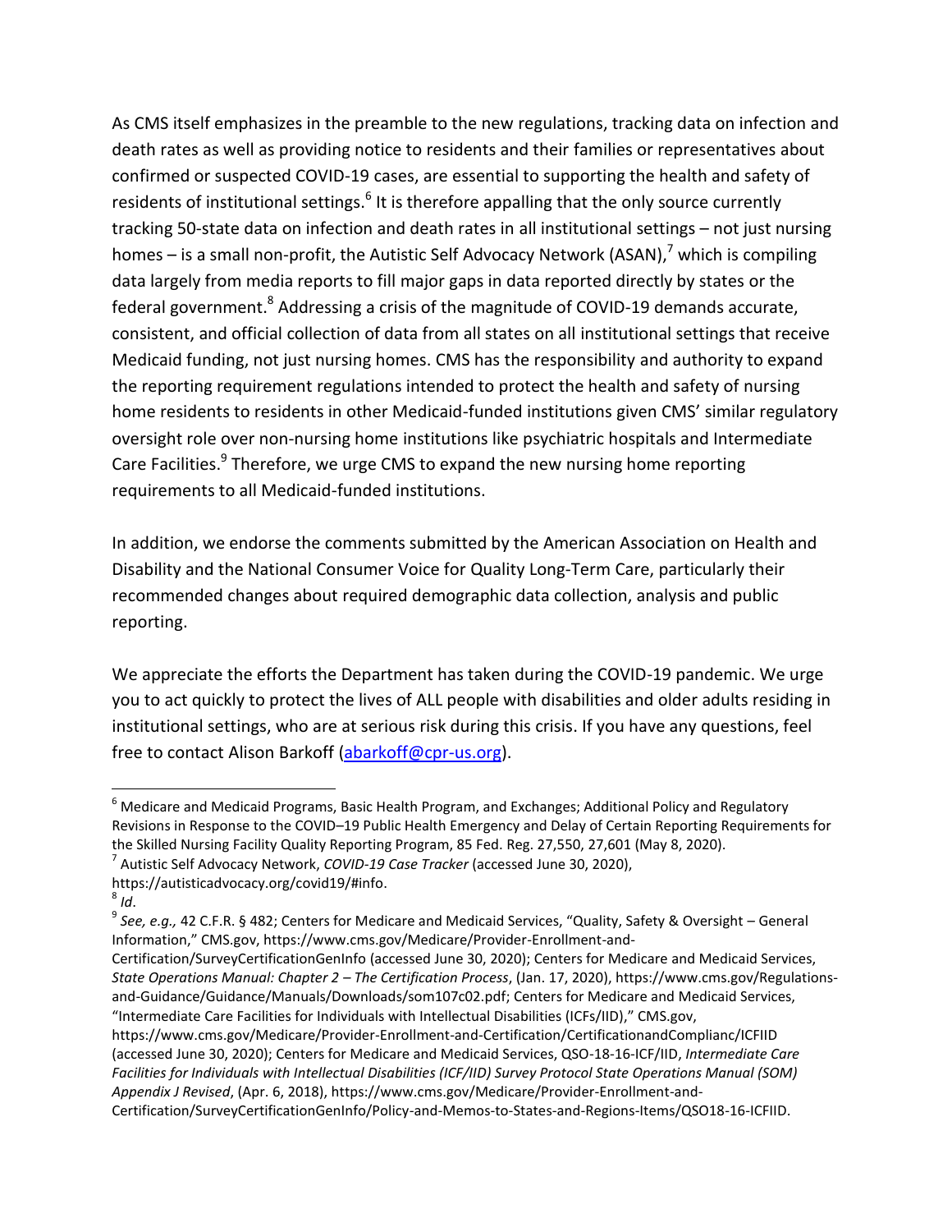As CMS itself emphasizes in the preamble to the new regulations, tracking data on infection and death rates as well as providing notice to residents and their families or representatives about confirmed or suspected COVID-19 cases, are essential to supporting the health and safety of residents of institutional settings.[6] It is therefore appalling that the only source currently tracking 50-state data on infection and death rates in all institutional settings – not just nursing homes – is a small non-profit, the Autistic Self Advocacy Network (ASAN),[7] which is compiling data largely from media reports to fill major gaps in data reported directly by states or the federal government.[8] Addressing a crisis of the magnitude of COVID-19 demands accurate, consistent, and official collection of data from all states on all institutional settings that receive Medicaid funding, not just nursing homes. CMS has the responsibility and authority to expand the reporting requirement regulations intended to protect the health and safety of nursing home residents to residents in other Medicaid-funded institutions given CMS' similar regulatory oversight role over non-nursing home institutions like psychiatric hospitals and Intermediate Care Facilities.[9] Therefore, we urge CMS to expand the new nursing home reporting requirements to all Medicaid-funded institutions.

In addition, we endorse the comments submitted by the American Association on Health and Disability and the National Consumer Voice for Quality Long-Term Care, particularly their recommended changes about required demographic data collection, analysis and public reporting.

We appreciate the efforts the Department has taken during the COVID-19 pandemic. We urge you to act quickly to protect the lives of ALL people with disabilities and older adults residing in institutional settings, who are at serious risk during this crisis. If you have any questions, feel free to contact Alison Barkoff (abarkoff@cpr-us.org).

---

[6] Medicare and Medicaid Programs, Basic Health Program, and Exchanges; Additional Policy and Regulatory Revisions in Response to the COVID–19 Public Health Emergency and Delay of Certain Reporting Requirements for the Skilled Nursing Facility Quality Reporting Program, 85 Fed. Reg. 27,550, 27,601 (May 8, 2020).

[7] Autistic Self Advocacy Network, *COVID-19 Case Tracker* (accessed June 30, 2020), https://autisticadvocacy.org/covid19/#info.

[8] *Id*.

[9] *See, e.g.,* 42 C.F.R. § 482; Centers for Medicare and Medicaid Services, "Quality, Safety & Oversight – General Information," CMS.gov, https://www.cms.gov/Medicare/Provider-Enrollment-and-Certification/SurveyCertificationGenInfo (accessed June 30, 2020); Centers for Medicare and Medicaid Services, *State Operations Manual: Chapter 2 – The Certification Process*, (Jan. 17, 2020), https://www.cms.gov/Regulations-and-Guidance/Guidance/Manuals/Downloads/som107c02.pdf; Centers for Medicare and Medicaid Services, "Intermediate Care Facilities for Individuals with Intellectual Disabilities (ICFs/IID)," CMS.gov, https://www.cms.gov/Medicare/Provider-Enrollment-and-Certification/CertificationandComplianc/ICFIID (accessed June 30, 2020); Centers for Medicare and Medicaid Services, QSO-18-16-ICF/IID, *Intermediate Care Facilities for Individuals with Intellectual Disabilities (ICF/IID) Survey Protocol State Operations Manual (SOM) Appendix J Revised*, (Apr. 6, 2018), https://www.cms.gov/Medicare/Provider-Enrollment-and-Certification/SurveyCertificationGenInfo/Policy-and-Memos-to-States-and-Regions-Items/QSO18-16-ICFIID.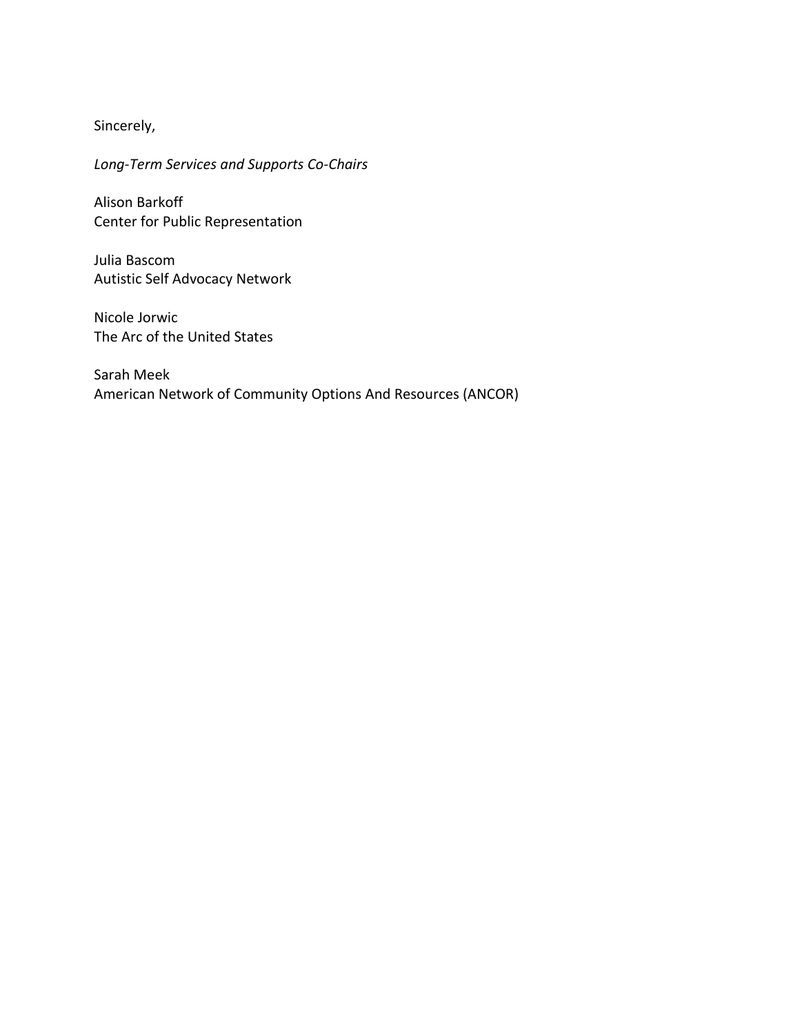Sincerely,

*Long-Term Services and Supports Co-Chairs*

Alison Barkoff
Center for Public Representation

Julia Bascom
Autistic Self Advocacy Network

Nicole Jorwic
The Arc of the United States

Sarah Meek
American Network of Community Options And Resources (ANCOR)